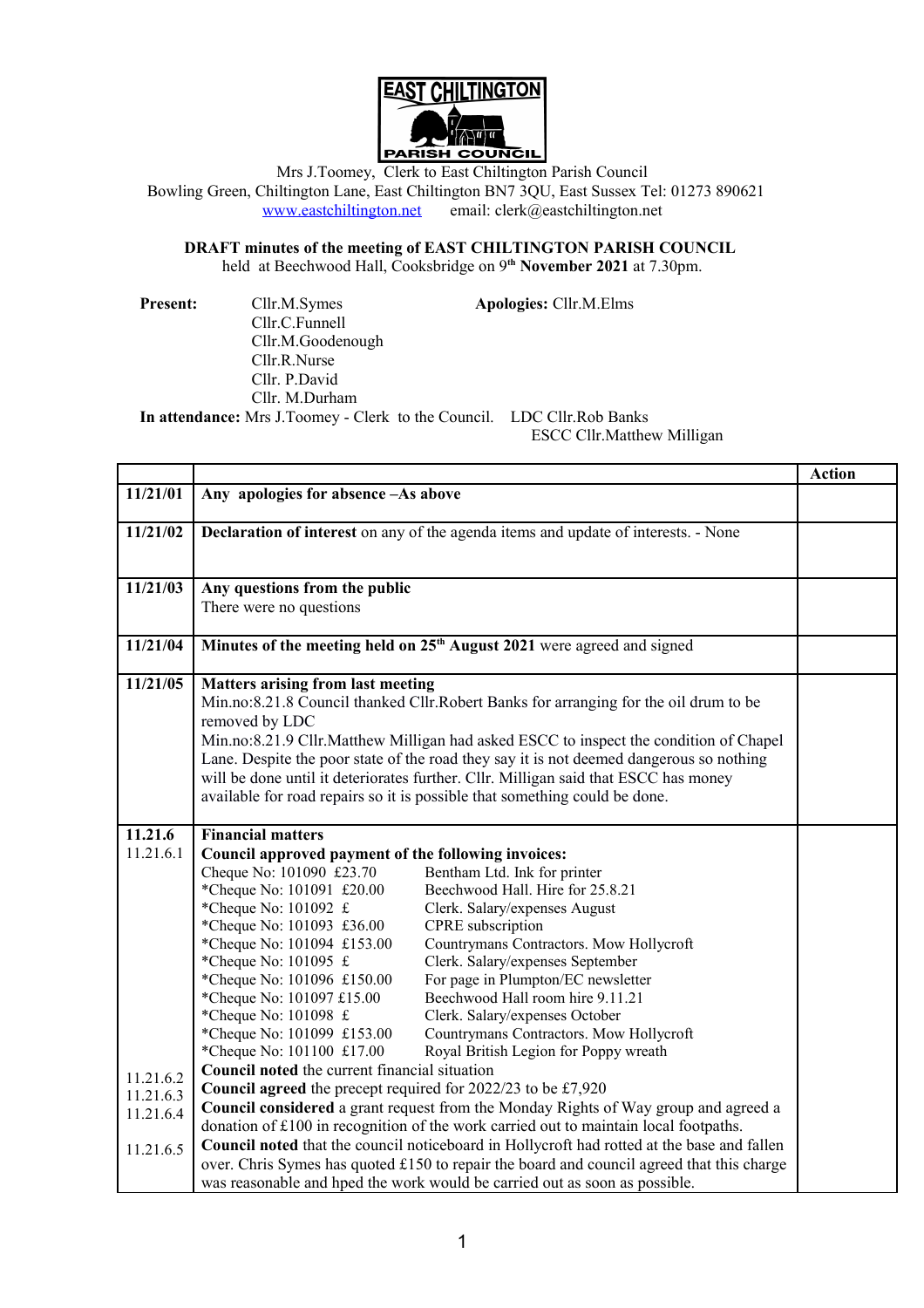Mrs J.Toomey, Clerk to East Chiltington Parish Council
Bowling Green, Chiltington Lane, East Chiltington BN7 3QU, East Sussex Tel: 01273 890621
www.eastchiltington.net email: clerk@eastchiltington.net

**DRAFT minutes of the meeting of EAST CHILTINGTON PARISH COUNCIL**
held at Beechwood Hall, Cooksbridge on 9th **November 2021** at 7.30pm.

**Present:** Cllr.M.Symes
Cllr.C.Funnell
Cllr.M.Goodenough
Cllr.R.Nurse
Cllr. P.David
Cllr. M.Durham

**Apologies:** Cllr.M.Elms

**In attendance:** Mrs J.Toomey - Clerk to the Council. LDC Cllr.Rob Banks
ESCC Cllr.Matthew Milligan

| | | Action |
|---|---|---|
| **11/21/01** | **Any apologies for absence –As above** | |
| **11/21/02** | **Declaration of interest** on any of the agenda items and update of interests. - None | |
| **11/21/03** | **Any questions from the public**<br>There were no questions | |
| **11/21/04** | **Minutes of the meeting held on 25th August 2021** were agreed and signed | |
| **11/21/05** | **Matters arising from last meeting**<br>Min.no:8.21.8 Council thanked Cllr.Robert Banks for arranging for the oil drum to be removed by LDC<br>Min.no:8.21.9 Cllr.Matthew Milligan had asked ESCC to inspect the condition of Chapel Lane. Despite the poor state of the road they say it is not deemed dangerous so nothing will be done until it deteriorates further. Cllr. Milligan said that ESCC has money available for road repairs so it is possible that something could be done. | |
| **11.21.6** | **Financial matters** | |
| 11.21.6.1 | **Council approved payment of the following invoices:**<br>Cheque No: 101090 £23.70 Bentham Ltd. Ink for printer<br>*Cheque No: 101091 £20.00 Beechwood Hall. Hire for 25.8.21<br>*Cheque No: 101092 £ Clerk. Salary/expenses August<br>*Cheque No: 101093 £36.00 CPRE subscription<br>*Cheque No: 101094 £153.00 Countrymans Contractors. Mow Hollycroft<br>*Cheque No: 101095 £ Clerk. Salary/expenses September<br>*Cheque No: 101096 £150.00 For page in Plumpton/EC newsletter<br>*Cheque No: 101097 £15.00 Beechwood Hall room hire 9.11.21<br>*Cheque No: 101098 £ Clerk. Salary/expenses October<br>*Cheque No: 101099 £153.00 Countrymans Contractors. Mow Hollycroft<br>*Cheque No: 101100 £17.00 Royal British Legion for Poppy wreath | |
| 11.21.6.2 | **Council noted** the current financial situation | |
| 11.21.6.3 | **Council agreed** the precept required for 2022/23 to be £7,920 | |
| 11.21.6.4 | **Council considered** a grant request from the Monday Rights of Way group and agreed a donation of £100 in recognition of the work carried out to maintain local footpaths. | |
| 11.21.6.5 | **Council noted** that the council noticeboard in Hollycroft had rotted at the base and fallen over. Chris Symes has quoted £150 to repair the board and council agreed that this charge was reasonable and hped the work would be carried out as soon as possible. | |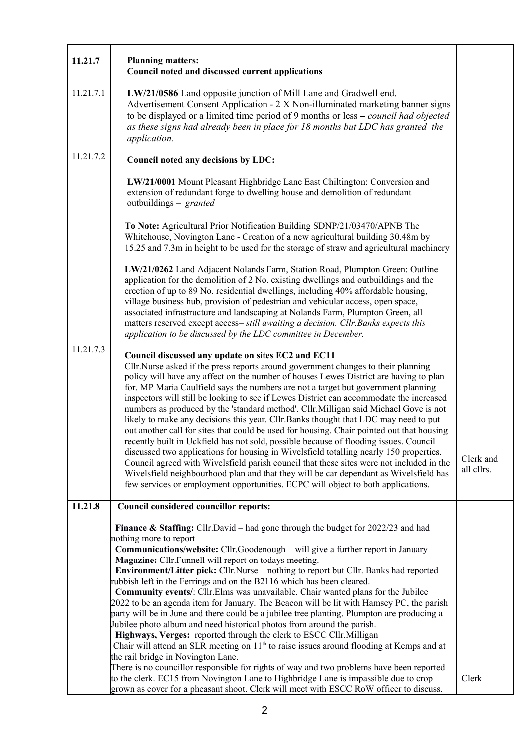| | | |
|---|---|---|
| **11.21.7** | **Planning matters:** **Council noted and discussed current applications** | |
| 11.21.7.1 | **LW/21/0586** Land opposite junction of Mill Lane and Gradwell end. Advertisement Consent Application - 2 X Non-illuminated marketing banner signs to be displayed or a limited time period of 9 months or less – *council had objected as these signs had already been in place for 18 months but LDC has granted the application.* | |
| 11.21.7.2 | **Council noted any decisions by LDC:**<br><br>**LW/21/0001** Mount Pleasant Highbridge Lane East Chiltington: Conversion and extension of redundant forge to dwelling house and demolition of redundant outbuildings – *granted*<br><br>**To Note:** Agricultural Prior Notification Building SDNP/21/03470/APNB The Whitehouse, Novington Lane - Creation of a new agricultural building 30.48m by 15.25 and 7.3m in height to be used for the storage of straw and agricultural machinery<br><br>**LW/21/0262** Land Adjacent Nolands Farm, Station Road, Plumpton Green: Outline application for the demolition of 2 No. existing dwellings and outbuildings and the erection of up to 89 No. residential dwellings, including 40% affordable housing, village business hub, provision of pedestrian and vehicular access, open space, associated infrastructure and landscaping at Nolands Farm, Plumpton Green, all matters reserved except access– *still awaiting a decision. Cllr.Banks expects this application to be discussed by the LDC committee in December.* | |
| 11.21.7.3 | **Council discussed any update on sites EC2 and EC11**<br>Cllr.Nurse asked if the press reports around government changes to their planning policy will have any affect on the number of houses Lewes District are having to plan for. MP Maria Caulfield says the numbers are not a target but government planning inspectors will still be looking to see if Lewes District can accommodate the increased numbers as produced by the 'standard method'. Cllr.Milligan said Michael Gove is not likely to make any decisions this year. Cllr.Banks thought that LDC may need to put out another call for sites that could be used for housing. Chair pointed out that housing recently built in Uckfield has not sold, possible because of flooding issues. Council discussed two applications for housing in Wivelsfield totalling nearly 150 properties. Council agreed with Wivelsfield parish council that these sites were not included in the Wivelsfield neighbourhood plan and that they will be car dependant as Wivelsfield has few services or employment opportunities. ECPC will object to both applications. | Clerk and all cllrs. |
| **11.21.8** | **Council considered councillor reports:**<br><br>**Finance & Staffing:** Cllr.David – had gone through the budget for 2022/23 and had nothing more to report<br>**Communications/website:** Cllr.Goodenough – will give a further report in January<br>**Magazine:** Cllr.Funnell will report on todays meeting.<br>**Environment/Litter pick:** Cllr.Nurse – nothing to report but Cllr. Banks had reported rubbish left in the Ferrings and on the B2116 which has been cleared.<br>**Community events/**: Cllr.Elms was unavailable. Chair wanted plans for the Jubilee 2022 to be an agenda item for January. The Beacon will be lit with Hamsey PC, the parish party will be in June and there could be a jubilee tree planting. Plumpton are producing a Jubilee photo album and need historical photos from around the parish.<br>**Highways, Verges:** reported through the clerk to ESCC Cllr.Milligan<br>Chair will attend an SLR meeting on 11th to raise issues around flooding at Kemps and at the rail bridge in Novington Lane.<br>There is no councillor responsible for rights of way and two problems have been reported to the clerk. EC15 from Novington Lane to Highbridge Lane is impassible due to crop grown as cover for a pheasant shoot. Clerk will meet with ESCC RoW officer to discuss. | Clerk |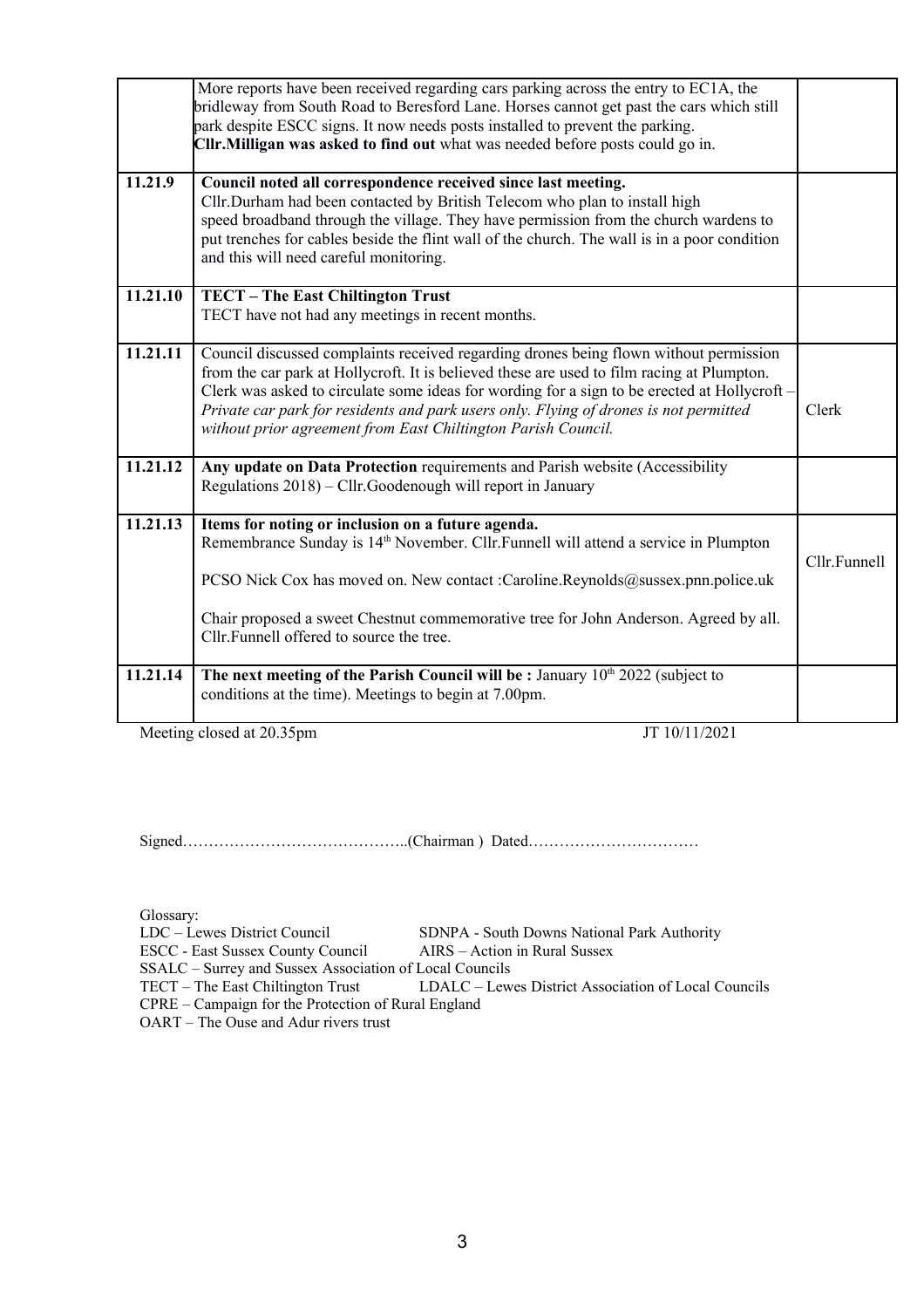| | | |
|---|---|---|
| | More reports have been received regarding cars parking across the entry to EC1A, the bridleway from South Road to Beresford Lane. Horses cannot get past the cars which still park despite ESCC signs. It now needs posts installed to prevent the parking. **Cllr.Milligan was asked to find out** what was needed before posts could go in. | |
| **11.21.9** | **Council noted all correspondence received since last meeting.** Cllr.Durham had been contacted by British Telecom who plan to install high speed broadband through the village. They have permission from the church wardens to put trenches for cables beside the flint wall of the church. The wall is in a poor condition and this will need careful monitoring. | |
| **11.21.10** | **TECT – The East Chiltington Trust** TECT have not had any meetings in recent months. | |
| **11.21.11** | Council discussed complaints received regarding drones being flown without permission from the car park at Hollycroft. It is believed these are used to film racing at Plumpton. Clerk was asked to circulate some ideas for wording for a sign to be erected at Hollycroft – *Private car park for residents and park users only. Flying of drones is not permitted without prior agreement from East Chiltington Parish Council.* | Clerk |
| **11.21.12** | **Any update on Data Protection** requirements and Parish website (Accessibility Regulations 2018) – Cllr.Goodenough will report in January | |
| **11.21.13** | **Items for noting or inclusion on a future agenda.** Remembrance Sunday is 14th November. Cllr.Funnell will attend a service in Plumpton<br><br>PCSO Nick Cox has moved on. New contact :Caroline.Reynolds@sussex.pnn.police.uk<br><br>Chair proposed a sweet Chestnut commemorative tree for John Anderson. Agreed by all. Cllr.Funnell offered to source the tree. | Cllr.Funnell |
| **11.21.14** | **The next meeting of the Parish Council will be :** January 10th 2022 (subject to conditions at the time). Meetings to begin at 7.00pm. | |

Meeting closed at 20.35pm JT 10/11/2021

Signed……………………………………..(Chairman ) Dated……………………………

Glossary:
LDC – Lewes District Council SDNPA - South Downs National Park Authority
ESCC - East Sussex County Council AIRS – Action in Rural Sussex
SSALC – Surrey and Sussex Association of Local Councils
TECT – The East Chiltington Trust LDALC – Lewes District Association of Local Councils
CPRE – Campaign for the Protection of Rural England
OART – The Ouse and Adur rivers trust